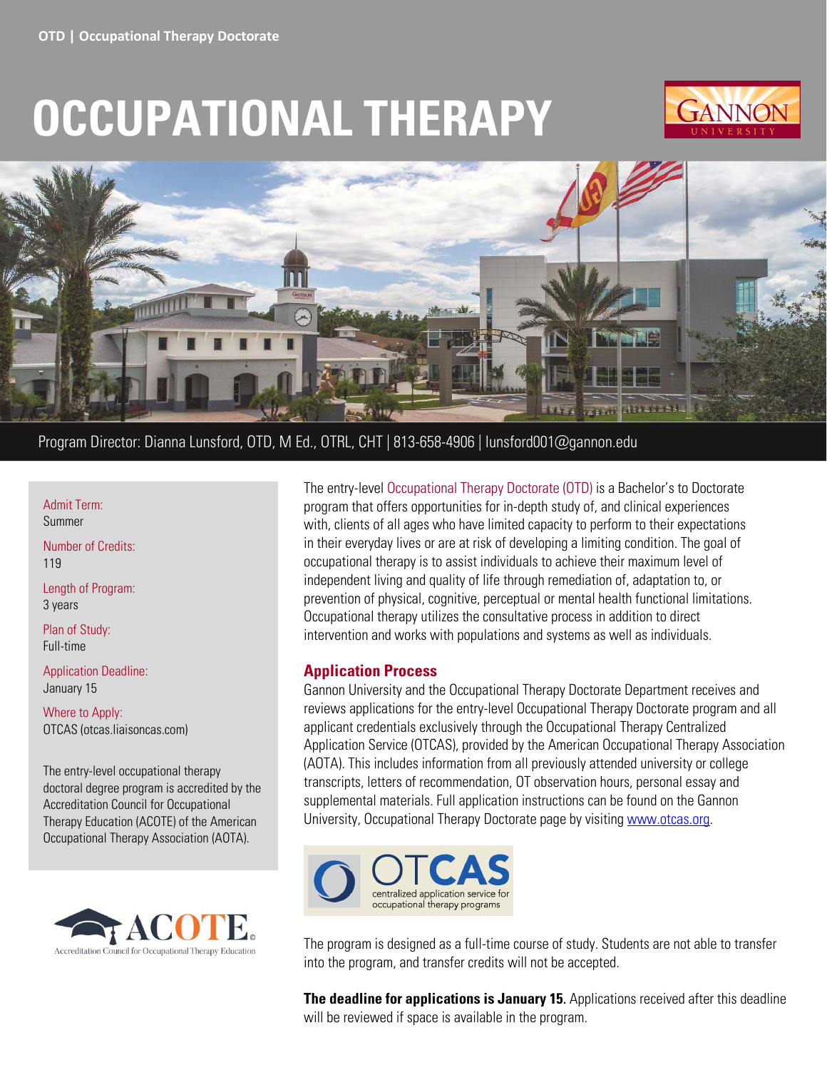**OTD | Occupational Therapy Doctorate**

# OCCUPATIONAL THERAPY

Program Director: Dianna Lunsford, OTD, M Ed., OTRL, CHT | 813-658-4906 | lunsford001@gannon.edu

Admit Term:
Summer

Number of Credits:
119

Length of Program:
3 years

Plan of Study:
Full-time

Application Deadline:
January 15

Where to Apply:
OTCAS (otcas.liaisoncas.com)

The entry-level occupational therapy doctoral degree program is accredited by the Accreditation Council for Occupational Therapy Education (ACOTE) of the American Occupational Therapy Association (AOTA).

The entry-level Occupational Therapy Doctorate (OTD) is a Bachelor's to Doctorate program that offers opportunities for in-depth study of, and clinical experiences with, clients of all ages who have limited capacity to perform to their expectations in their everyday lives or are at risk of developing a limiting condition. The goal of occupational therapy is to assist individuals to achieve their maximum level of independent living and quality of life through remediation of, adaptation to, or prevention of physical, cognitive, perceptual or mental health functional limitations. Occupational therapy utilizes the consultative process in addition to direct intervention and works with populations and systems as well as individuals.

## Application Process

Gannon University and the Occupational Therapy Doctorate Department receives and reviews applications for the entry-level Occupational Therapy Doctorate program and all applicant credentials exclusively through the Occupational Therapy Centralized Application Service (OTCAS), provided by the American Occupational Therapy Association (AOTA). This includes information from all previously attended university or college transcripts, letters of recommendation, OT observation hours, personal essay and supplemental materials. Full application instructions can be found on the Gannon University, Occupational Therapy Doctorate page by visiting www.otcas.org.

The program is designed as a full-time course of study. Students are not able to transfer into the program, and transfer credits will not be accepted.

**The deadline for applications is January 15**. Applications received after this deadline will be reviewed if space is available in the program.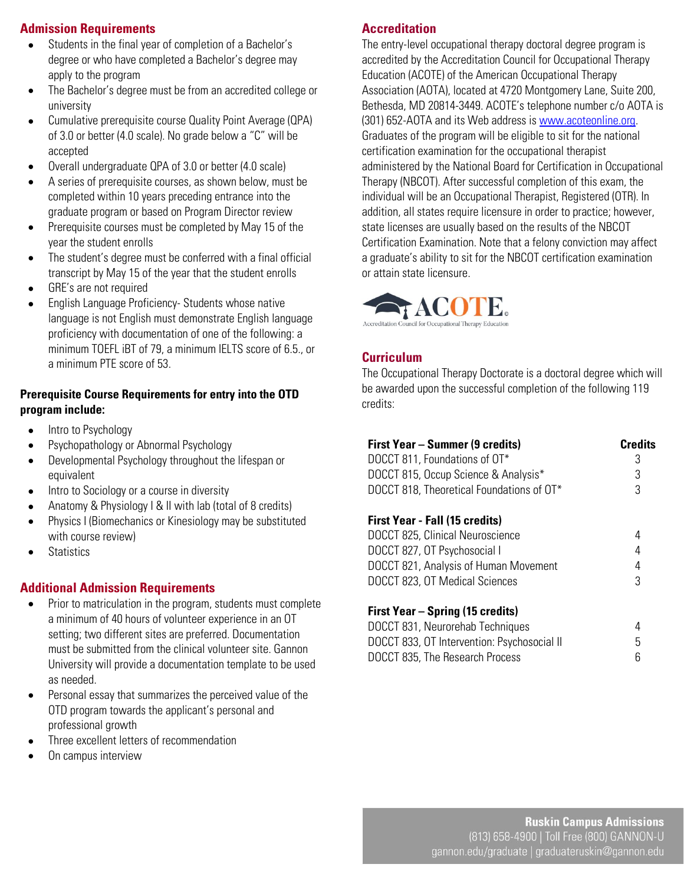## Admission Requirements

- Students in the final year of completion of a Bachelor's degree or who have completed a Bachelor's degree may apply to the program
- The Bachelor's degree must be from an accredited college or university
- Cumulative prerequisite course Quality Point Average (QPA) of 3.0 or better (4.0 scale). No grade below a "C" will be accepted
- Overall undergraduate QPA of 3.0 or better (4.0 scale)
- A series of prerequisite courses, as shown below, must be completed within 10 years preceding entrance into the graduate program or based on Program Director review
- Prerequisite courses must be completed by May 15 of the year the student enrolls
- The student's degree must be conferred with a final official transcript by May 15 of the year that the student enrolls
- GRE's are not required
- English Language Proficiency- Students whose native language is not English must demonstrate English language proficiency with documentation of one of the following: a minimum TOEFL iBT of 79, a minimum IELTS score of 6.5., or a minimum PTE score of 53.

**Prerequisite Course Requirements for entry into the OTD program include:**

- Intro to Psychology
- Psychopathology or Abnormal Psychology
- Developmental Psychology throughout the lifespan or equivalent
- Intro to Sociology or a course in diversity
- Anatomy & Physiology I & II with lab (total of 8 credits)
- Physics I (Biomechanics or Kinesiology may be substituted with course review)
- Statistics

## Additional Admission Requirements

- Prior to matriculation in the program, students must complete a minimum of 40 hours of volunteer experience in an OT setting; two different sites are preferred. Documentation must be submitted from the clinical volunteer site. Gannon University will provide a documentation template to be used as needed.
- Personal essay that summarizes the perceived value of the OTD program towards the applicant's personal and professional growth
- Three excellent letters of recommendation
- On campus interview

## Accreditation

The entry-level occupational therapy doctoral degree program is accredited by the Accreditation Council for Occupational Therapy Education (ACOTE) of the American Occupational Therapy Association (AOTA), located at 4720 Montgomery Lane, Suite 200, Bethesda, MD 20814-3449. ACOTE's telephone number c/o AOTA is (301) 652-AOTA and its Web address is www.acoteonline.org. Graduates of the program will be eligible to sit for the national certification examination for the occupational therapist administered by the National Board for Certification in Occupational Therapy (NBCOT). After successful completion of this exam, the individual will be an Occupational Therapist, Registered (OTR). In addition, all states require licensure in order to practice; however, state licenses are usually based on the results of the NBCOT Certification Examination. Note that a felony conviction may affect a graduate's ability to sit for the NBCOT certification examination or attain state licensure.

ACOTE® Accreditation Council for Occupational Therapy Education

## Curriculum

The Occupational Therapy Doctorate is a doctoral degree which will be awarded upon the successful completion of the following 119 credits:

| **First Year – Summer (9 credits)** | **Credits** |
|---|---|
| DOCCT 811, Foundations of OT* | 3 |
| DOCCT 815, Occup Science & Analysis* | 3 |
| DOCCT 818, Theoretical Foundations of OT* | 3 |
| **First Year - Fall (15 credits)** | |
| DOCCT 825, Clinical Neuroscience | 4 |
| DOCCT 827, OT Psychosocial I | 4 |
| DOCCT 821, Analysis of Human Movement | 4 |
| DOCCT 823, OT Medical Sciences | 3 |
| **First Year – Spring (15 credits)** | |
| DOCCT 831, Neurorehab Techniques | 4 |
| DOCCT 833, OT Intervention: Psychosocial II | 5 |
| DOCCT 835, The Research Process | 6 |

**Ruskin Campus Admissions**
(813) 658-4900 | Toll Free (800) GANNON-U
gannon.edu/graduate | graduateruskin@gannon.edu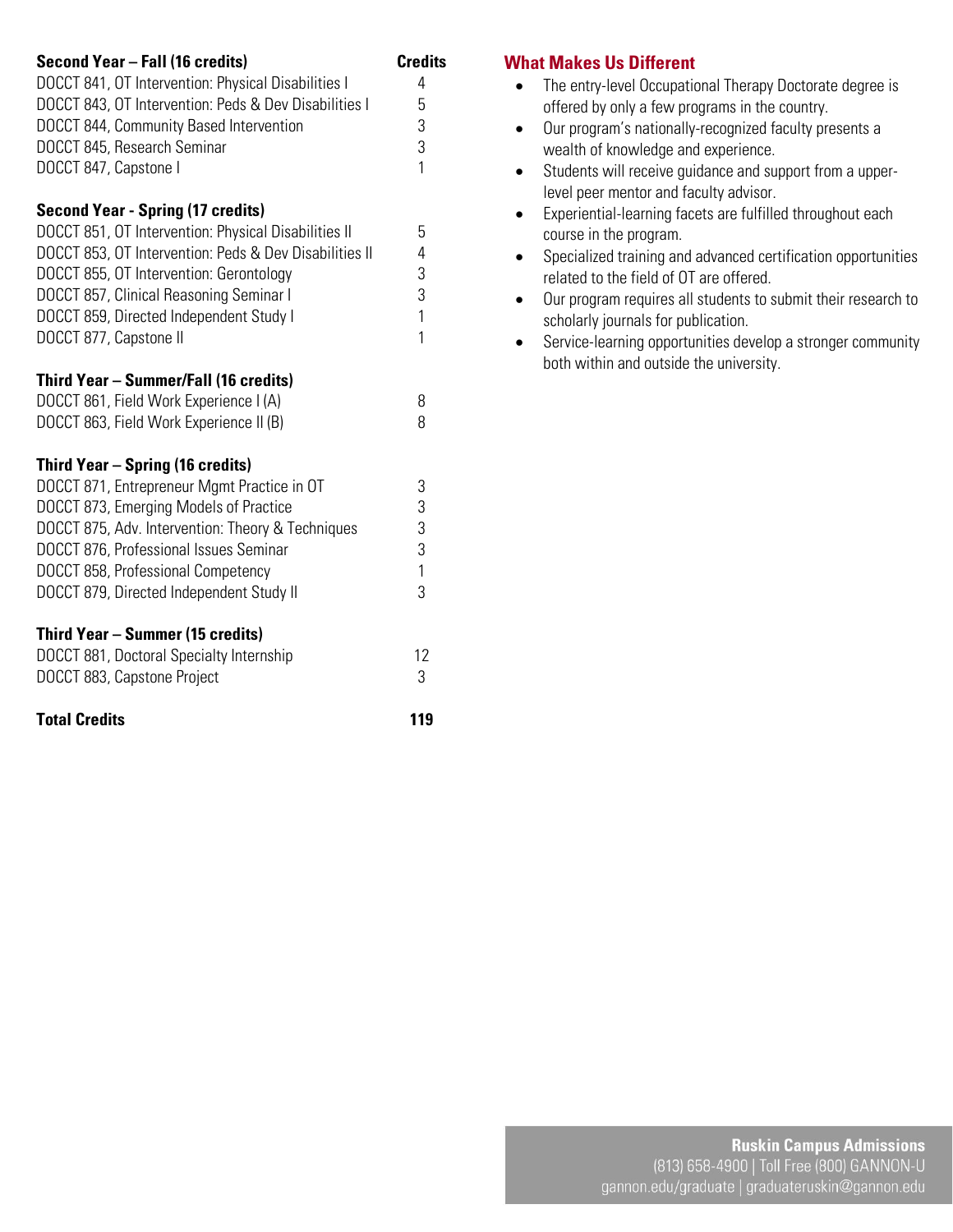| Second Year – Fall (16 credits) | Credits |
| --- | --- |
| DOCCT 841, OT Intervention: Physical Disabilities I | 4 |
| DOCCT 843, OT Intervention: Peds & Dev Disabilities I | 5 |
| DOCCT 844, Community Based Intervention | 3 |
| DOCCT 845, Research Seminar | 3 |
| DOCCT 847, Capstone I | 1 |
| **Second Year - Spring (17 credits)** | |
| DOCCT 851, OT Intervention: Physical Disabilities II | 5 |
| DOCCT 853, OT Intervention: Peds & Dev Disabilities II | 4 |
| DOCCT 855, OT Intervention: Gerontology | 3 |
| DOCCT 857, Clinical Reasoning Seminar I | 3 |
| DOCCT 859, Directed Independent Study I | 1 |
| DOCCT 877, Capstone II | 1 |
| **Third Year – Summer/Fall (16 credits)** | |
| DOCCT 861, Field Work Experience I (A) | 8 |
| DOCCT 863, Field Work Experience II (B) | 8 |
| **Third Year – Spring (16 credits)** | |
| DOCCT 871, Entrepreneur Mgmt Practice in OT | 3 |
| DOCCT 873, Emerging Models of Practice | 3 |
| DOCCT 875, Adv. Intervention: Theory & Techniques | 3 |
| DOCCT 876, Professional Issues Seminar | 3 |
| DOCCT 858, Professional Competency | 1 |
| DOCCT 879, Directed Independent Study II | 3 |
| **Third Year – Summer (15 credits)** | |
| DOCCT 881, Doctoral Specialty Internship | 12 |
| DOCCT 883, Capstone Project | 3 |
| **Total Credits** | **119** |

## What Makes Us Different

- The entry-level Occupational Therapy Doctorate degree is offered by only a few programs in the country.
- Our program's nationally-recognized faculty presents a wealth of knowledge and experience.
- Students will receive guidance and support from a upper-level peer mentor and faculty advisor.
- Experiential-learning facets are fulfilled throughout each course in the program.
- Specialized training and advanced certification opportunities related to the field of OT are offered.
- Our program requires all students to submit their research to scholarly journals for publication.
- Service-learning opportunities develop a stronger community both within and outside the university.

**Ruskin Campus Admissions**
(813) 658-4900 | Toll Free (800) GANNON-U
gannon.edu/graduate | graduateruskin@gannon.edu